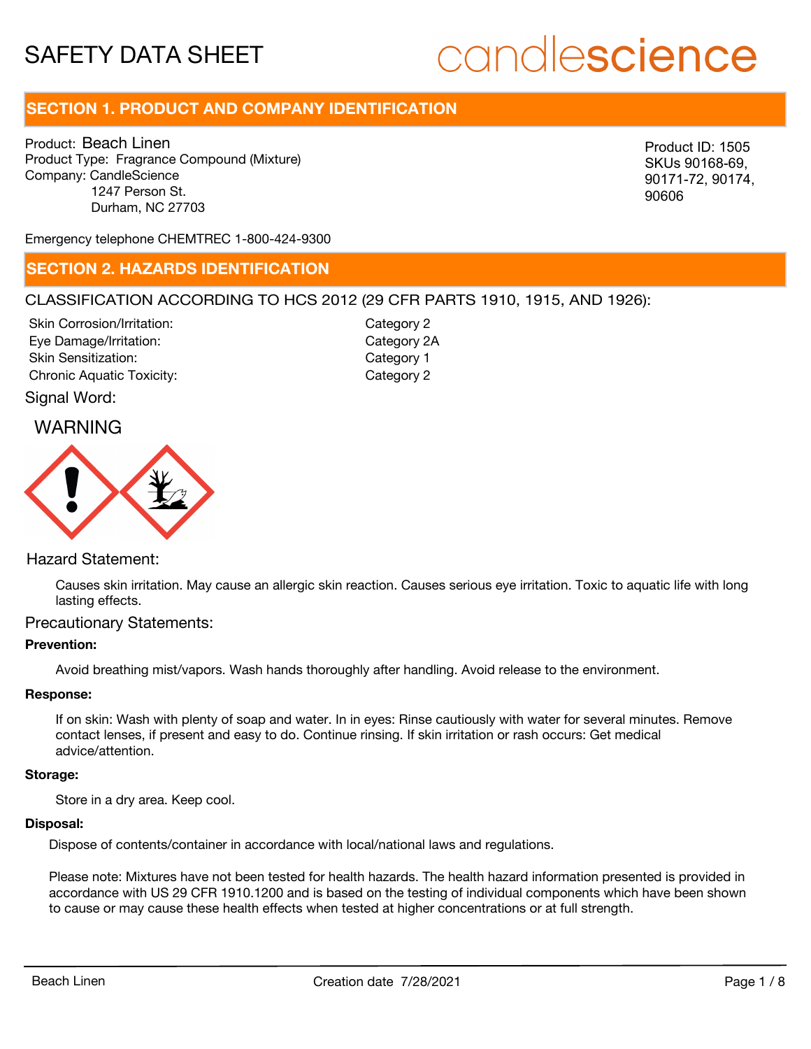# SAFETY DATA SHEET

candlescience

## SECTION 1. PRODUCT AND COMPANY IDENTIFICATION

Product: Beach Linen
Product Type: Fragrance Compound (Mixture)
Company: CandleScience
1247 Person St.
Durham, NC 27703

Product ID: 1505
SKUs 90168-69, 90171-72, 90174, 90606

Emergency telephone CHEMTREC 1-800-424-9300

## SECTION 2. HAZARDS IDENTIFICATION

CLASSIFICATION ACCORDING TO HCS 2012 (29 CFR PARTS 1910, 1915, AND 1926):

| | |
|---|---|
| Skin Corrosion/Irritation: | Category 2 |
| Eye Damage/Irritation: | Category 2A |
| Skin Sensitization: | Category 1 |
| Chronic Aquatic Toxicity: | Category 2 |

Signal Word:

WARNING

Hazard Statement:

Causes skin irritation. May cause an allergic skin reaction. Causes serious eye irritation. Toxic to aquatic life with long lasting effects.

Precautionary Statements:

**Prevention:**

Avoid breathing mist/vapors. Wash hands thoroughly after handling. Avoid release to the environment.

**Response:**

If on skin: Wash with plenty of soap and water. In in eyes: Rinse cautiously with water for several minutes. Remove contact lenses, if present and easy to do. Continue rinsing. If skin irritation or rash occurs: Get medical advice/attention.

**Storage:**

Store in a dry area. Keep cool.

**Disposal:**

Dispose of contents/container in accordance with local/national laws and regulations.

Please note: Mixtures have not been tested for health hazards. The health hazard information presented is provided in accordance with US 29 CFR 1910.1200 and is based on the testing of individual components which have been shown to cause or may cause these health effects when tested at higher concentrations or at full strength.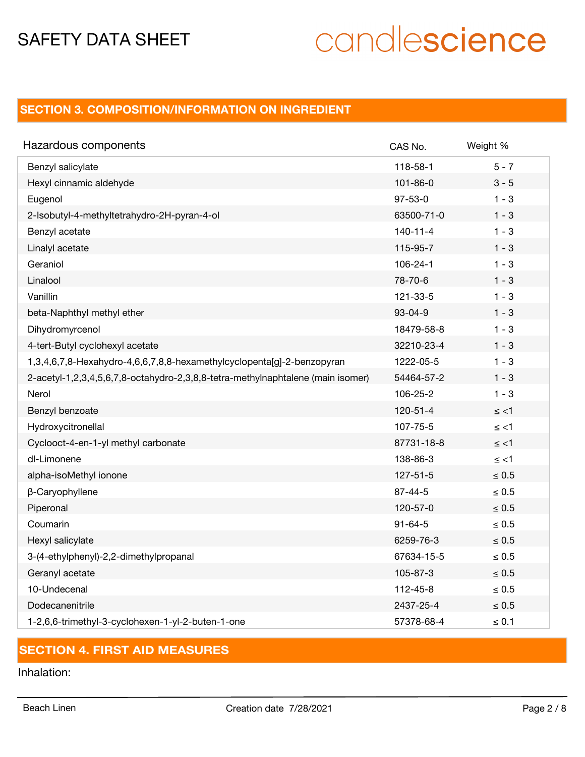## SECTION 3. COMPOSITION/INFORMATION ON INGREDIENT

| Hazardous components | CAS No. | Weight % |
|---|---|---|
| Benzyl salicylate | 118-58-1 | 5 - 7 |
| Hexyl cinnamic aldehyde | 101-86-0 | 3 - 5 |
| Eugenol | 97-53-0 | 1 - 3 |
| 2-Isobutyl-4-methyltetrahydro-2H-pyran-4-ol | 63500-71-0 | 1 - 3 |
| Benzyl acetate | 140-11-4 | 1 - 3 |
| Linalyl acetate | 115-95-7 | 1 - 3 |
| Geraniol | 106-24-1 | 1 - 3 |
| Linalool | 78-70-6 | 1 - 3 |
| Vanillin | 121-33-5 | 1 - 3 |
| beta-Naphthyl methyl ether | 93-04-9 | 1 - 3 |
| Dihydromyrcenol | 18479-58-8 | 1 - 3 |
| 4-tert-Butyl cyclohexyl acetate | 32210-23-4 | 1 - 3 |
| 1,3,4,6,7,8-Hexahydro-4,6,6,7,8,8-hexamethylcyclopenta[g]-2-benzopyran | 1222-05-5 | 1 - 3 |
| 2-acetyl-1,2,3,4,5,6,7,8-octahydro-2,3,8,8-tetra-methylnaphtalene (main isomer) | 54464-57-2 | 1 - 3 |
| Nerol | 106-25-2 | 1 - 3 |
| Benzyl benzoate | 120-51-4 | ≤ <1 |
| Hydroxycitronellal | 107-75-5 | ≤ <1 |
| Cyclooct-4-en-1-yl methyl carbonate | 87731-18-8 | ≤ <1 |
| dl-Limonene | 138-86-3 | ≤ <1 |
| alpha-isoMethyl ionone | 127-51-5 | ≤ 0.5 |
| β-Caryophyllene | 87-44-5 | ≤ 0.5 |
| Piperonal | 120-57-0 | ≤ 0.5 |
| Coumarin | 91-64-5 | ≤ 0.5 |
| Hexyl salicylate | 6259-76-3 | ≤ 0.5 |
| 3-(4-ethylphenyl)-2,2-dimethylpropanal | 67634-15-5 | ≤ 0.5 |
| Geranyl acetate | 105-87-3 | ≤ 0.5 |
| 10-Undecenal | 112-45-8 | ≤ 0.5 |
| Dodecanenitrile | 2437-25-4 | ≤ 0.5 |
| 1-2,6,6-trimethyl-3-cyclohexen-1-yl-2-buten-1-one | 57378-68-4 | ≤ 0.1 |

## SECTION 4. FIRST AID MEASURES

Inhalation: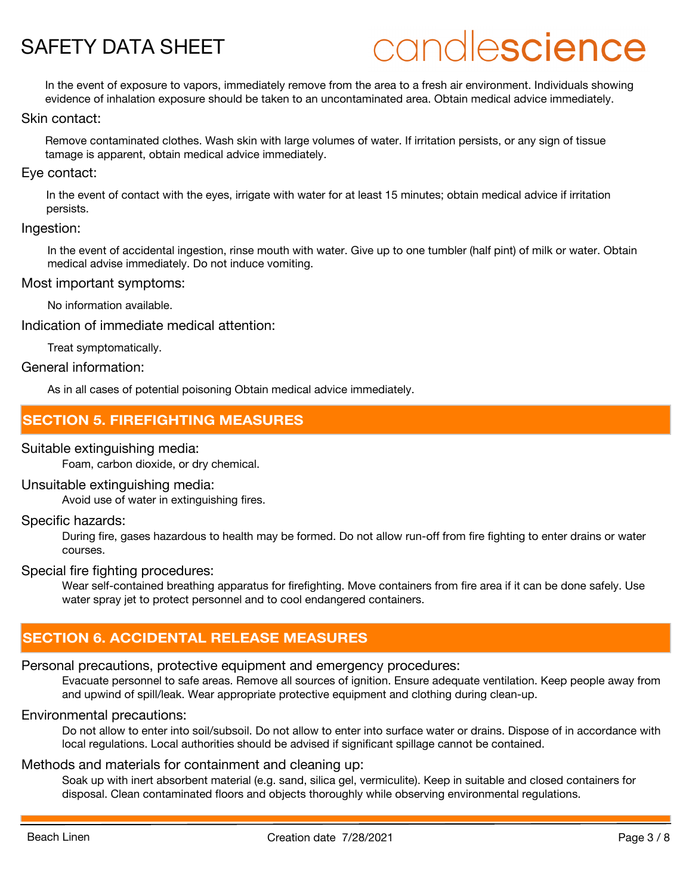In the event of exposure to vapors, immediately remove from the area to a fresh air environment. Individuals showing evidence of inhalation exposure should be taken to an uncontaminated area. Obtain medical advice immediately.

### Skin contact:

Remove contaminated clothes. Wash skin with large volumes of water. If irritation persists, or any sign of tissue tamage is apparent, obtain medical advice immediately.

### Eye contact:

In the event of contact with the eyes, irrigate with water for at least 15 minutes; obtain medical advice if irritation persists.

### Ingestion:

In the event of accidental ingestion, rinse mouth with water. Give up to one tumbler (half pint) of milk or water. Obtain medical advise immediately. Do not induce vomiting.

### Most important symptoms:

No information available.

### Indication of immediate medical attention:

Treat symptomatically.

### General information:

As in all cases of potential poisoning Obtain medical advice immediately.

## SECTION 5. FIREFIGHTING MEASURES

### Suitable extinguishing media:

Foam, carbon dioxide, or dry chemical.

### Unsuitable extinguishing media:

Avoid use of water in extinguishing fires.

### Specific hazards:

During fire, gases hazardous to health may be formed. Do not allow run-off from fire fighting to enter drains or water courses.

### Special fire fighting procedures:

Wear self-contained breathing apparatus for firefighting. Move containers from fire area if it can be done safely. Use water spray jet to protect personnel and to cool endangered containers.

## SECTION 6. ACCIDENTAL RELEASE MEASURES

### Personal precautions, protective equipment and emergency procedures:

Evacuate personnel to safe areas. Remove all sources of ignition. Ensure adequate ventilation. Keep people away from and upwind of spill/leak. Wear appropriate protective equipment and clothing during clean-up.

### Environmental precautions:

Do not allow to enter into soil/subsoil. Do not allow to enter into surface water or drains. Dispose of in accordance with local regulations. Local authorities should be advised if significant spillage cannot be contained.

### Methods and materials for containment and cleaning up:

Soak up with inert absorbent material (e.g. sand, silica gel, vermiculite). Keep in suitable and closed containers for disposal. Clean contaminated floors and objects thoroughly while observing environmental regulations.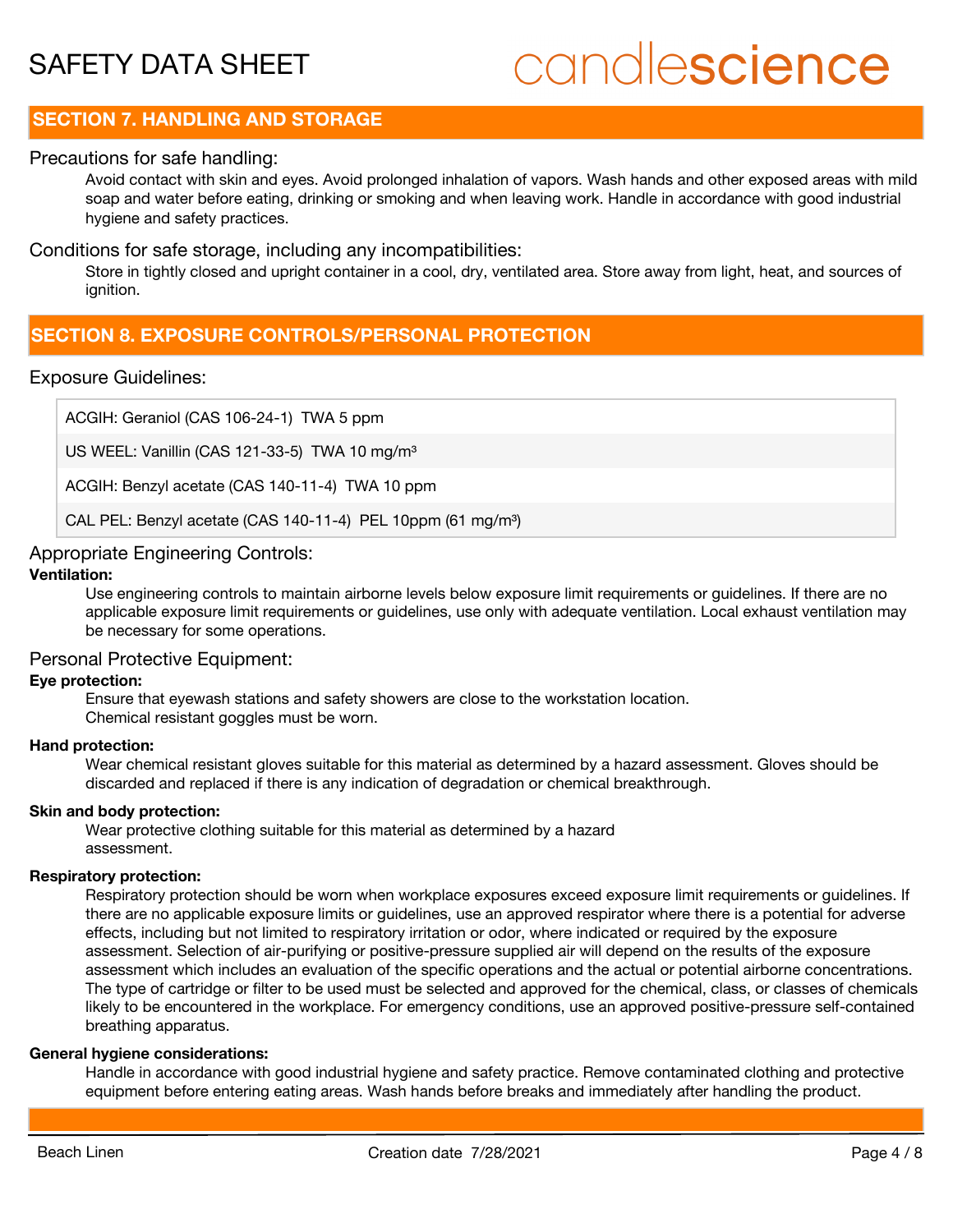## SECTION 7. HANDLING AND STORAGE

### Precautions for safe handling:

Avoid contact with skin and eyes. Avoid prolonged inhalation of vapors. Wash hands and other exposed areas with mild soap and water before eating, drinking or smoking and when leaving work. Handle in accordance with good industrial hygiene and safety practices.

### Conditions for safe storage, including any incompatibilities:

Store in tightly closed and upright container in a cool, dry, ventilated area. Store away from light, heat, and sources of ignition.

## SECTION 8. EXPOSURE CONTROLS/PERSONAL PROTECTION

### Exposure Guidelines:

| |
|---|
| ACGIH: Geraniol (CAS 106-24-1) TWA 5 ppm |
| US WEEL: Vanillin (CAS 121-33-5) TWA 10 mg/m³ |
| ACGIH: Benzyl acetate (CAS 140-11-4) TWA 10 ppm |
| CAL PEL: Benzyl acetate (CAS 140-11-4) PEL 10ppm (61 mg/m³) |

### Appropriate Engineering Controls:

**Ventilation:**

Use engineering controls to maintain airborne levels below exposure limit requirements or guidelines. If there are no applicable exposure limit requirements or guidelines, use only with adequate ventilation. Local exhaust ventilation may be necessary for some operations.

### Personal Protective Equipment:

**Eye protection:**

Ensure that eyewash stations and safety showers are close to the workstation location.
Chemical resistant goggles must be worn.

**Hand protection:**

Wear chemical resistant gloves suitable for this material as determined by a hazard assessment. Gloves should be discarded and replaced if there is any indication of degradation or chemical breakthrough.

**Skin and body protection:**

Wear protective clothing suitable for this material as determined by a hazard assessment.

**Respiratory protection:**

Respiratory protection should be worn when workplace exposures exceed exposure limit requirements or guidelines. If there are no applicable exposure limits or guidelines, use an approved respirator where there is a potential for adverse effects, including but not limited to respiratory irritation or odor, where indicated or required by the exposure assessment. Selection of air-purifying or positive-pressure supplied air will depend on the results of the exposure assessment which includes an evaluation of the specific operations and the actual or potential airborne concentrations. The type of cartridge or filter to be used must be selected and approved for the chemical, class, or classes of chemicals likely to be encountered in the workplace. For emergency conditions, use an approved positive-pressure self-contained breathing apparatus.

**General hygiene considerations:**

Handle in accordance with good industrial hygiene and safety practice. Remove contaminated clothing and protective equipment before entering eating areas. Wash hands before breaks and immediately after handling the product.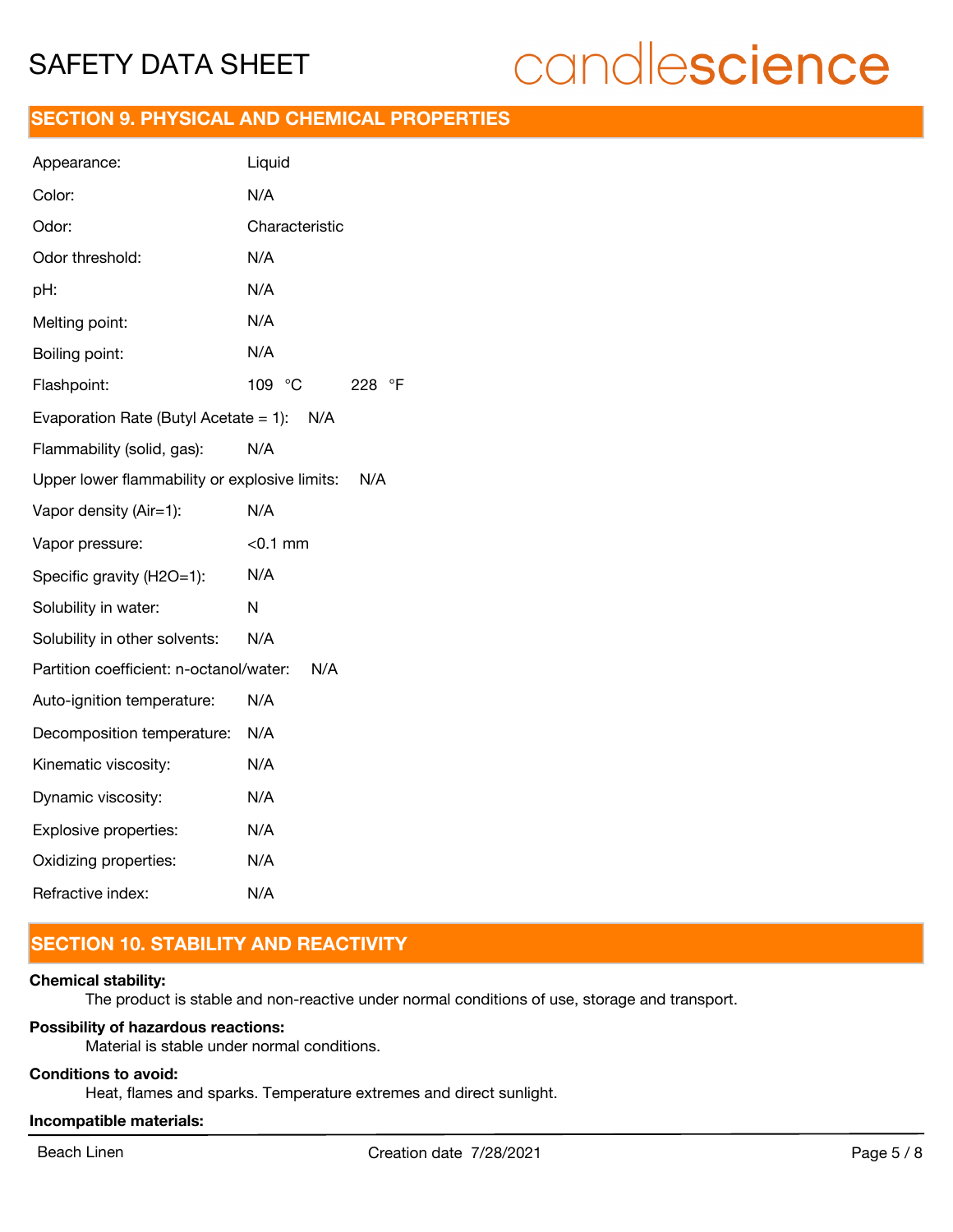## SECTION 9. PHYSICAL AND CHEMICAL PROPERTIES

| Property | Value |
|---|---|
| Appearance: | Liquid |
| Color: | N/A |
| Odor: | Characteristic |
| Odor threshold: | N/A |
| pH: | N/A |
| Melting point: | N/A |
| Boiling point: | N/A |
| Flashpoint: | 109 °C 228 °F |
| Evaporation Rate (Butyl Acetate = 1): | N/A |
| Flammability (solid, gas): | N/A |
| Upper lower flammability or explosive limits: | N/A |
| Vapor density (Air=1): | N/A |
| Vapor pressure: | <0.1 mm |
| Specific gravity (H2O=1): | N/A |
| Solubility in water: | N |
| Solubility in other solvents: | N/A |
| Partition coefficient: n-octanol/water: | N/A |
| Auto-ignition temperature: | N/A |
| Decomposition temperature: | N/A |
| Kinematic viscosity: | N/A |
| Dynamic viscosity: | N/A |
| Explosive properties: | N/A |
| Oxidizing properties: | N/A |
| Refractive index: | N/A |

## SECTION 10. STABILITY AND REACTIVITY

**Chemical stability:**

The product is stable and non-reactive under normal conditions of use, storage and transport.

**Possibility of hazardous reactions:**

Material is stable under normal conditions.

**Conditions to avoid:**

Heat, flames and sparks. Temperature extremes and direct sunlight.

**Incompatible materials:**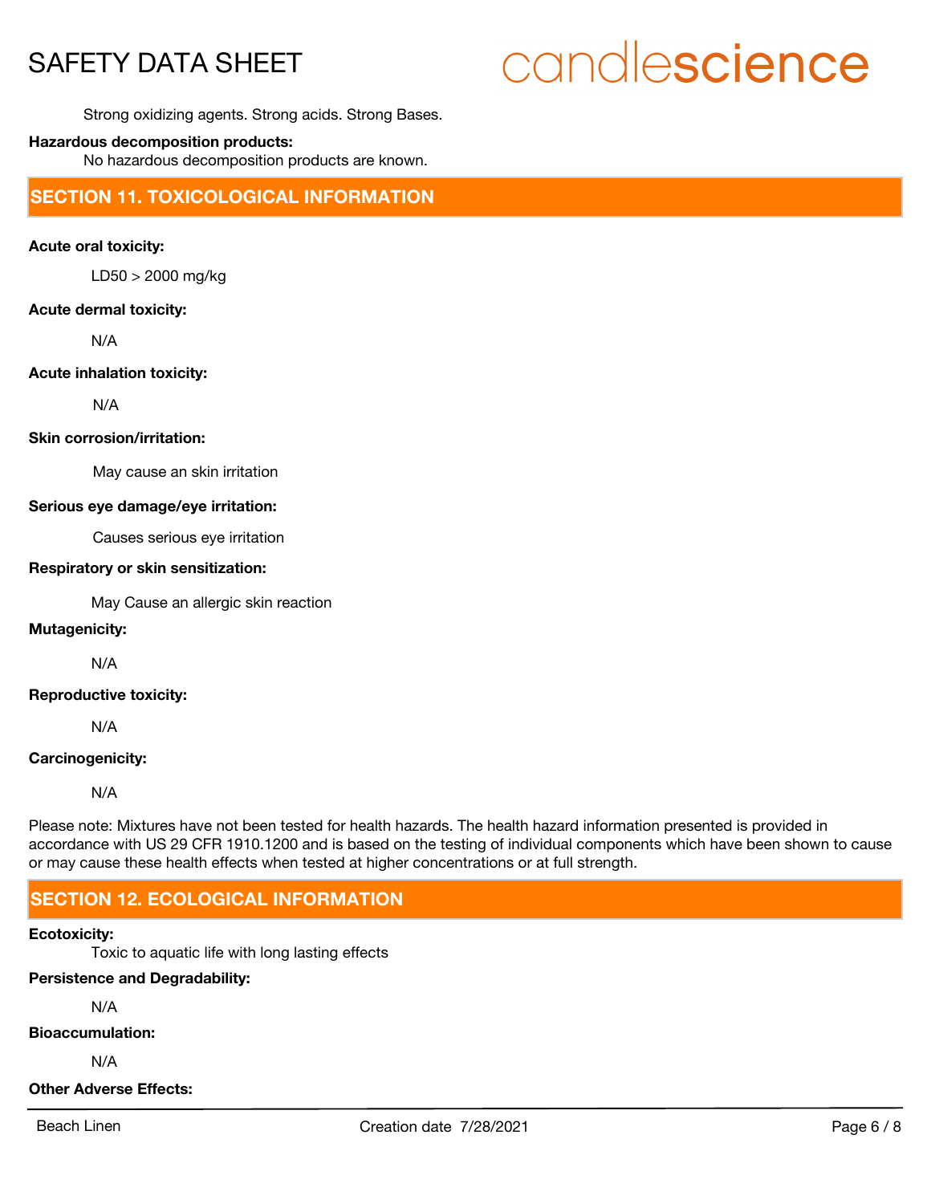Strong oxidizing agents. Strong acids. Strong Bases.

**Hazardous decomposition products:**

No hazardous decomposition products are known.

## SECTION 11. TOXICOLOGICAL INFORMATION

**Acute oral toxicity:**

LD50 > 2000 mg/kg

**Acute dermal toxicity:**

N/A

**Acute inhalation toxicity:**

N/A

**Skin corrosion/irritation:**

May cause an skin irritation

**Serious eye damage/eye irritation:**

Causes serious eye irritation

**Respiratory or skin sensitization:**

May Cause an allergic skin reaction

**Mutagenicity:**

N/A

**Reproductive toxicity:**

N/A

**Carcinogenicity:**

N/A

Please note: Mixtures have not been tested for health hazards. The health hazard information presented is provided in accordance with US 29 CFR 1910.1200 and is based on the testing of individual components which have been shown to cause or may cause these health effects when tested at higher concentrations or at full strength.

## SECTION 12. ECOLOGICAL INFORMATION

**Ecotoxicity:**

Toxic to aquatic life with long lasting effects

**Persistence and Degradability:**

N/A

**Bioaccumulation:**

N/A

**Other Adverse Effects:**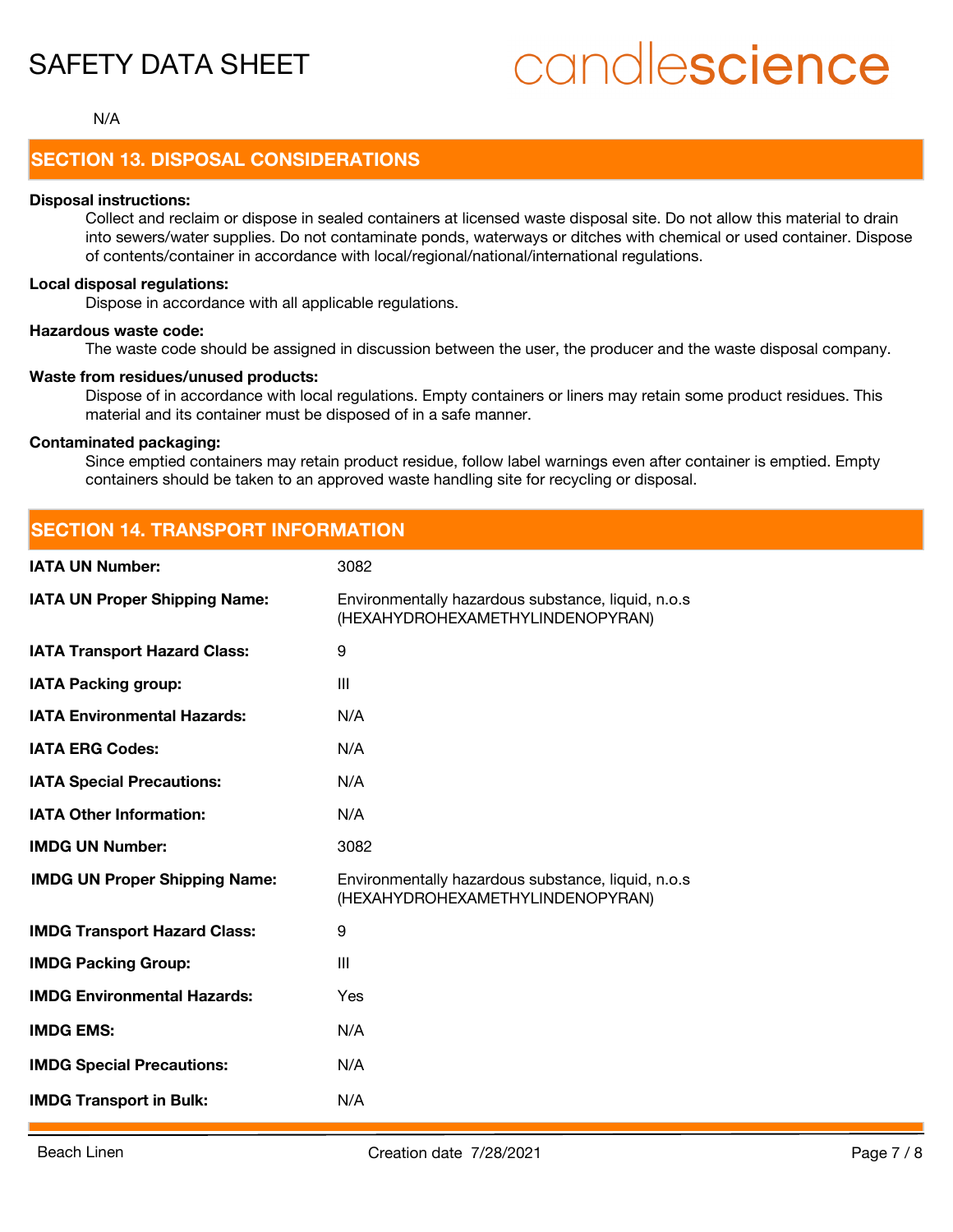N/A

## SECTION 13. DISPOSAL CONSIDERATIONS

**Disposal instructions:**

Collect and reclaim or dispose in sealed containers at licensed waste disposal site. Do not allow this material to drain into sewers/water supplies. Do not contaminate ponds, waterways or ditches with chemical or used container. Dispose of contents/container in accordance with local/regional/national/international regulations.

**Local disposal regulations:**

Dispose in accordance with all applicable regulations.

**Hazardous waste code:**

The waste code should be assigned in discussion between the user, the producer and the waste disposal company.

**Waste from residues/unused products:**

Dispose of in accordance with local regulations. Empty containers or liners may retain some product residues. This material and its container must be disposed of in a safe manner.

**Contaminated packaging:**

Since emptied containers may retain product residue, follow label warnings even after container is emptied. Empty containers should be taken to an approved waste handling site for recycling or disposal.

## SECTION 14. TRANSPORT INFORMATION

| | |
|---|---|
| **IATA UN Number:** | 3082 |
| **IATA UN Proper Shipping Name:** | Environmentally hazardous substance, liquid, n.o.s (HEXAHYDROHEXAMETHYLINDENOPYRAN) |
| **IATA Transport Hazard Class:** | 9 |
| **IATA Packing group:** | III |
| **IATA Environmental Hazards:** | N/A |
| **IATA ERG Codes:** | N/A |
| **IATA Special Precautions:** | N/A |
| **IATA Other Information:** | N/A |
| **IMDG UN Number:** | 3082 |
| **IMDG UN Proper Shipping Name:** | Environmentally hazardous substance, liquid, n.o.s (HEXAHYDROHEXAMETHYLINDENOPYRAN) |
| **IMDG Transport Hazard Class:** | 9 |
| **IMDG Packing Group:** | III |
| **IMDG Environmental Hazards:** | Yes |
| **IMDG EMS:** | N/A |
| **IMDG Special Precautions:** | N/A |
| **IMDG Transport in Bulk:** | N/A |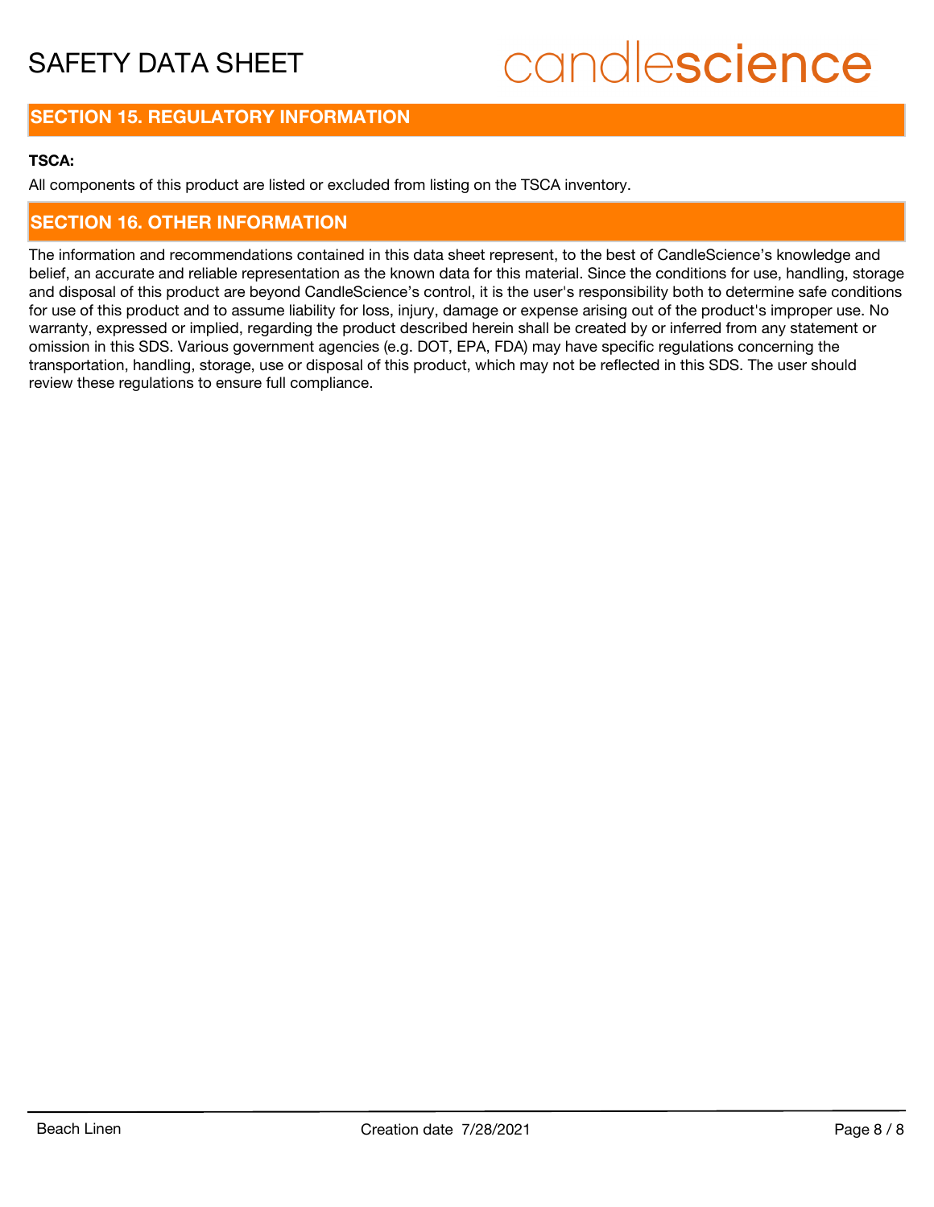## SECTION 15. REGULATORY INFORMATION

**TSCA:**

All components of this product are listed or excluded from listing on the TSCA inventory.

## SECTION 16. OTHER INFORMATION

The information and recommendations contained in this data sheet represent, to the best of CandleScience's knowledge and belief, an accurate and reliable representation as the known data for this material. Since the conditions for use, handling, storage and disposal of this product are beyond CandleScience's control, it is the user's responsibility both to determine safe conditions for use of this product and to assume liability for loss, injury, damage or expense arising out of the product's improper use. No warranty, expressed or implied, regarding the product described herein shall be created by or inferred from any statement or omission in this SDS. Various government agencies (e.g. DOT, EPA, FDA) may have specific regulations concerning the transportation, handling, storage, use or disposal of this product, which may not be reflected in this SDS. The user should review these regulations to ensure full compliance.